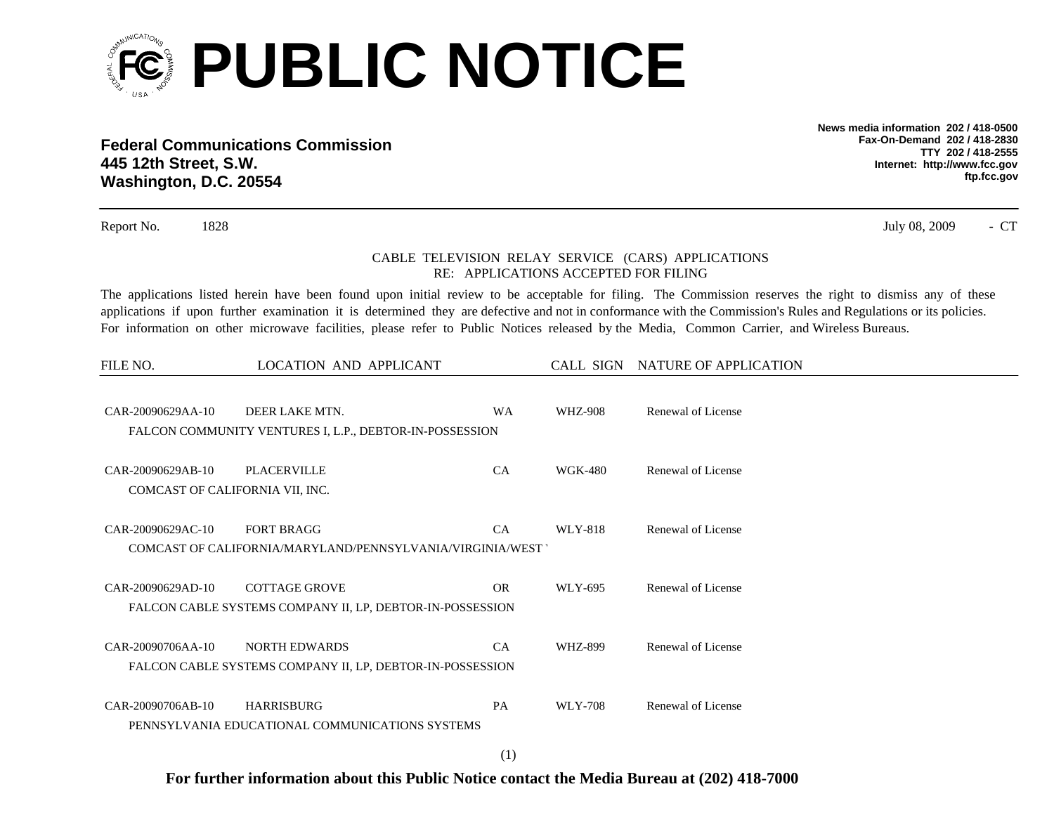# PUBLIC NOTICE

**Federal Communications Commission**
**445 12th Street, S.W.**
**Washington, D.C. 20554**

**News media information 202 / 418-0500**
**Fax-On-Demand 202 / 418-2830**
**TTY 202 / 418-2555**
**Internet: http://www.fcc.gov**
**ftp.fcc.gov**

Report No. 1828 July 08, 2009 - CT

CABLE TELEVISION RELAY SERVICE (CARS) APPLICATIONS
RE: APPLICATIONS ACCEPTED FOR FILING

The applications listed herein have been found upon initial review to be acceptable for filing. The Commission reserves the right to dismiss any of these applications if upon further examination it is determined they are defective and not in conformance with the Commission's Rules and Regulations or its policies. For information on other microwave facilities, please refer to Public Notices released by the Media, Common Carrier, and Wireless Bureaus.

| FILE NO. | LOCATION AND APPLICANT | | CALL SIGN | NATURE OF APPLICATION |
|---|---|---|---|---|
| CAR-20090629AA-10 | DEER LAKE MTN. | WA | WHZ-908 | Renewal of License |
| | FALCON COMMUNITY VENTURES I, L.P., DEBTOR-IN-POSSESSION | | | |
| CAR-20090629AB-10 | PLACERVILLE | CA | WGK-480 | Renewal of License |
| | COMCAST OF CALIFORNIA VII, INC. | | | |
| CAR-20090629AC-10 | FORT BRAGG | CA | WLY-818 | Renewal of License |
| | COMCAST OF CALIFORNIA/MARYLAND/PENNSYLVANIA/VIRGINIA/WEST | | | |
| CAR-20090629AD-10 | COTTAGE GROVE | OR | WLY-695 | Renewal of License |
| | FALCON CABLE SYSTEMS COMPANY II, LP, DEBTOR-IN-POSSESSION | | | |
| CAR-20090706AA-10 | NORTH EDWARDS | CA | WHZ-899 | Renewal of License |
| | FALCON CABLE SYSTEMS COMPANY II, LP, DEBTOR-IN-POSSESSION | | | |
| CAR-20090706AB-10 | HARRISBURG | PA | WLY-708 | Renewal of License |
| | PENNSYLVANIA EDUCATIONAL COMMUNICATIONS SYSTEMS | | | |

**For further information about this Public Notice contact the Media Bureau at (202) 418-7000**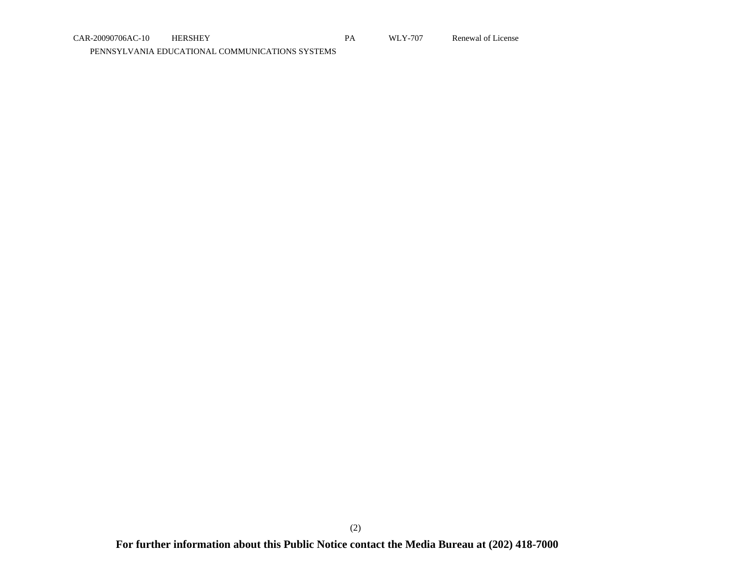| | | | | |
|---|---|---|---|---|
| CAR-20090706AC-10 | HERSHEY | PA | WLY-707 | Renewal of License |
| PENNSYLVANIA EDUCATIONAL COMMUNICATIONS SYSTEMS | | | | |

**For further information about this Public Notice contact the Media Bureau at (202) 418-7000**